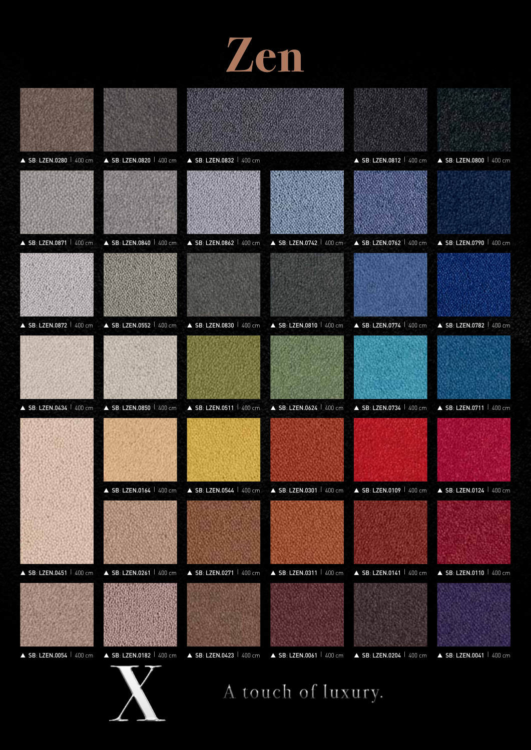# Zen

▲ SB: LZEN.0280 | 400 cm

▲ SB: LZEN.0820 | 400 cm

▲ SB: LZEN.0832 | 400 cm

▲ SB: LZEN.0812 | 400 cm

▲ SB: LZEN.0800 | 400 cm

▲ SB: LZEN.0871 | 400 cm

▲ SB: LZEN.0840 | 400 cm

▲ SB: LZEN.0862 | 400 cm

▲ SB: LZEN.0742 | 400 cm

▲ SB: LZEN.0762 | 400 cm

▲ SB: LZEN.0790 | 400 cm

▲ SB: LZEN.0872 | 400 cm

▲ SB: LZEN.0552 | 400 cm

▲ SB: LZEN.0830 | 400 cm

▲ SB: LZEN.0810 | 400 cm

▲ SB: LZEN.0774 | 400 cm

▲ SB: LZEN.0782 | 400 cm

▲ SB: LZEN.0434 | 400 cm

▲ SB: LZEN.0850 | 400 cm

▲ SB: LZEN.0511 | 400 cm

▲ SB: LZEN.0624 | 400 cm

▲ SB: LZEN.0734 | 400 cm

▲ SB: LZEN.0711 | 400 cm

▲ SB: LZEN.0164 | 400 cm

▲ SB: LZEN.0544 | 400 cm

▲ SB: LZEN.0301 | 400 cm

▲ SB: LZEN.0109 | 400 cm

▲ SB: LZEN.0124 | 400 cm

▲ SB: LZEN.0451 | 400 cm

▲ SB: LZEN.0261 | 400 cm

▲ SB: LZEN.0271 | 400 cm

▲ SB: LZEN.0311 | 400 cm

▲ SB: LZEN.0141 | 400 cm

▲ SB: LZEN.0110 | 400 cm

▲ SB: LZEN.0054 | 400 cm

▲ SB: LZEN.0182 | 400 cm

▲ SB: LZEN.0423 | 400 cm

▲ SB: LZEN.0061 | 400 cm

▲ SB: LZEN.0204 | 400 cm

▲ SB: LZEN.0041 | 400 cm

X

A touch of luxury.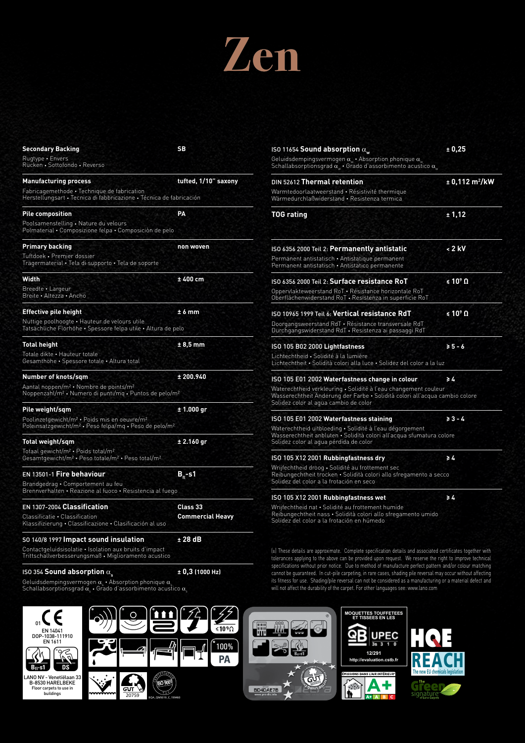# Zen

| | |
|---|---|
| **Secondary Backing**<br>Rugtype • Envers<br>Rücken • Sottofondo • Reverso | **SB** |
| **Manufacturing process**<br>Fabricagemethode • Technique de fabrication<br>Herstellungsart • Tecnica di fabbricazione • Técnica de fabricación | **tufted, 1/10" saxony** |
| **Pile composition**<br>Poolsamenstelling • Nature du velours<br>Polmaterial • Composizione felpa • Composiciòn de pelo | **PA** |
| **Primary backing**<br>Tuftdoek • Premier dossier<br>Trägermaterial • Tela di supporto • Tela de soporte | **non woven** |
| **Width**<br>Breedte • Largeur<br>Breite • Altezza • Ancho | **± 400 cm** |
| **Effective pile height**<br>Nuttige poolhoogte • Hauteur de velours utile<br>Tatsächliche Florhöhe • Spessore felpa utile • Altura de pelo | **± 6 mm** |
| **Total height**<br>Totale dikte • Hauteur totale<br>Gesamthöhe • Spessore totale • Altura total | **± 8,5 mm** |
| **Number of knots/sqm**<br>Aantal noppen/m² • Nombre de points/m²<br>Noppenzahl/m² • Numero di punti/mq • Puntos de pelo/m² | **± 200.940** |
| **Pile weight/sqm**<br>Poolinzetgewicht/m² • Poids mis en oeuvre/m²<br>Poleinsatzgewicht/m² • Peso felpa/mq • Peso de pelo/m² | **± 1.000 gr** |
| **Total weight/sqm**<br>Totaal gewicht/m² • Poids total/m²<br>Gesamtgewicht/m² • Peso totale/m² • Peso total/m² | **± 2.160 gr** |
| EN 13501-1 **Fire behaviour**<br>Brandgedrag • Comportement au feu<br>Brennverhalten • Reazione al fuoco • Resistencia al fuego | **$B_{fl}$-s1** |
| EN 1307-2004 **Classification**<br>Classificatie • Classification<br>Klassifizierung • Classificazione • Clasificación al uso | **Class 33**<br>**Commercial Heavy** |
| SO 140/8 1997 **Impact sound insulation**<br>Contactgeluidsisolatie • Isolation aux bruits d'impact<br>Trittschallverbesserungsmaß • Miglioramento acustico | **± 28 dB** |
| ISO 354 **Sound absorption $\alpha_s$**<br>Geluidsdempingsvermogen $\alpha_s$ • Absorption phonique $\alpha_s$<br>Schallabsorptionsgrad $\alpha_s$ • Grado d'assorbimento acustico $\alpha_s$ | **± 0,3 (1000 Hz)** |
| ISO 11654 **Sound absorption $\alpha_w$**<br>Geluidsdempingsvermogen $\alpha_w$ • Absorption phonique $\alpha_w$<br>Schallabsorptionsgrad $\alpha_w$ • Grado d'assorbimento acustico $\alpha_w$ | **± 0,25** |
| DIN 52612 **Thermal retention**<br>Warmtedoorlaatweerstand • Résistivité thermique<br>Wärmedurchlaßwiderstand • Resistenza termica | **± 0,112 m²/kW** |
| **TOG rating** | **± 1,12** |
| ISO 6356 2000 Teil 2: **Permanently antistatic**<br>Permanent antistatisch • Antistatique permanent<br>Permanent antistatisch • Antistatico permanente | **< 2 kV** |
| ISO 6356 2000 Teil 2: **Surface resistance RoT**<br>Oppervlakteweerstand RoT • Résistance horizontale RoT<br>Oberflächenwiderstand RoT • Resistenza in superficie RoT | **≤ $10^9$ Ω** |
| ISO 10965 1999 Teil 6: **Vertical resistance RdT**<br>Doorgangsweerstand RdT • Résistance transversale RdT<br>Durchgangswiderstand RdT • Resistenza ai passaggi RdT | **≤ $10^9$ Ω** |
| **ISO 105 B02 2000 Lightfastness**<br>Lichtechtheid • Solidité à la lumière<br>Lichtechtheit • Solidità colori alla luce • Solidez del color a la luz | **≥ 5 - 6** |
| **ISO 105 E01 2002 Waterfastness change in colour**<br>Waterechtheid verkleuring • Solidité à l'eau changement couleur<br>Wasserechtheit Änderung der Farbe • Solidità colori all'acqua cambio colore<br>Solidez color al agua cambio de color | **≥ 4** |
| **ISO 105 E01 2002 Waterfastness staining**<br>Waterechtheid uitbloeding • Solidité à l'eau dégorgement<br>Wasserechtheit anbluten • Solidità colori all'acqua sfumatura colore<br>Solidez color al agua pérdida de color | **≥ 3 - 4** |
| **ISO 105 X12 2001 Rubbingfastness dry**<br>Wrijfechtheid droog • Solidité au frottement sec<br>Reibungechtheit trocken • Solidità colori allo sfregamento a secco<br>Solidez del color a la frotación en seco | **≥ 4** |
| **ISO 105 X12 2001 Rubbingfastness wet**<br>Wrijfechtheid nat • Solidité au frottement humide<br>Reibungechtheit nass • Solidità colori allo sfregamento umido<br>Solidez del color a la frotación en húmedo | **≥ 4** |

(±) These details are approximate. Complete specification details and associated certificates together with tolerances applying to the above can be provided upon request. We reserve the right to improve technical specifications without prior notice. Due to method of manufacture perfect pattern and/or colour matching cannot be guaranteed. In cut-pile carpeting, in rare cases, shading pile reversal may occur without affecting its fitness for use. Shading/pile reversal can not be considered as a manufacturing or a material defect and will not affect the durability of the carpet. For other languages see: www.lano.com

01
EN 14041
DOP-1038-111910
EN 1611
$B_{fl}$-s1
DS
LANO NV - Venetiëlaan 33
B-8530 HARELBEKE
Floor carpets to use in buildings

≤$10^9$Ω
100%
PA
GUT
20759
ISO 9001

BD4DAE7B
www.pro-dis.info

MOQUETTES TOUFFETEES ET TISSEES EN LES
QB UPEC
12/291
http://evaluation.cstb.fr
ÉMISSIONS DANS L'AIR INTÉRIEUR
A+

HQE
REACH
The new EU chemicals legislation
The Green signature of Lano Carpets